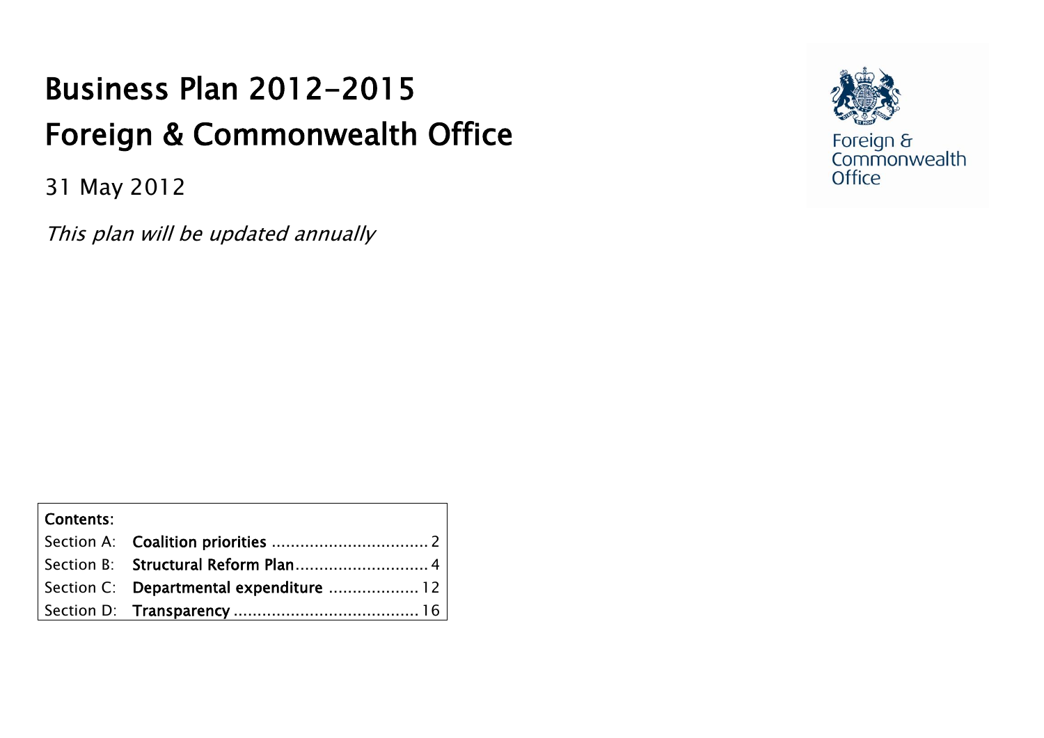# Business Plan 2012-2015
# Foreign & Commonwealth Office

31 May 2012

*This plan will be updated annually*

Foreign & Commonwealth Office

| Contents: | |
|---|---|
| Section A: | **Coalition priorities** ................................. 2 |
| Section B: | **Structural Reform Plan**............................ 4 |
| Section C: | **Departmental expenditure** ................... 12 |
| Section D: | **Transparency** ....................................... 16 |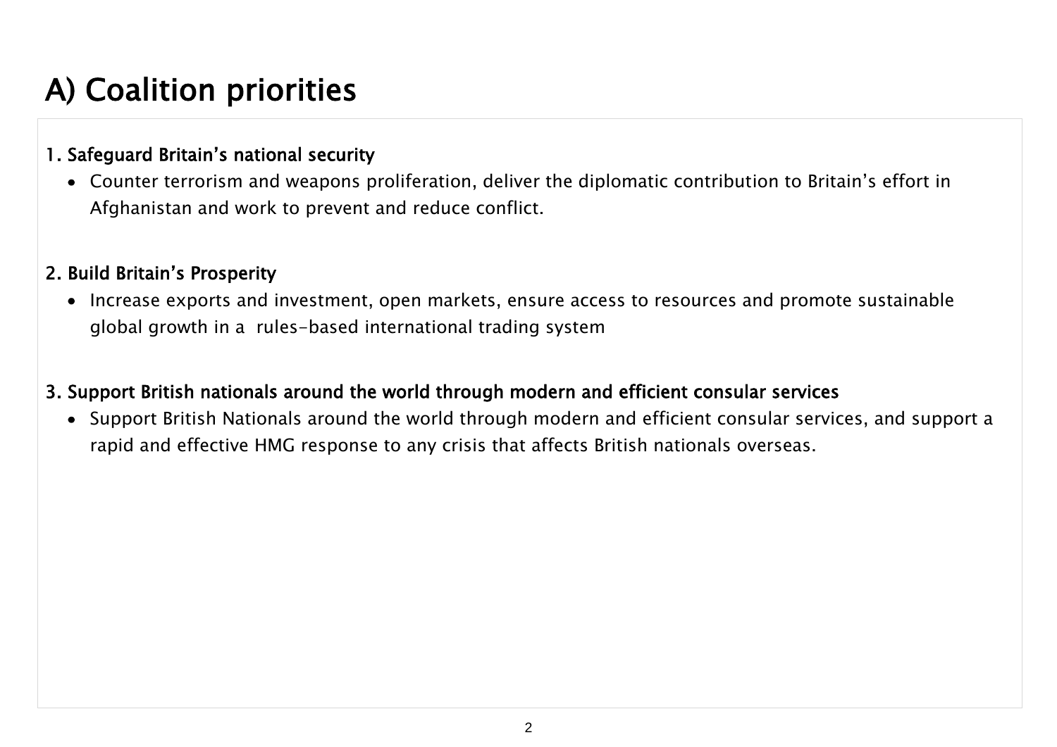# A) Coalition priorities

**1. Safeguard Britain's national security**

- Counter terrorism and weapons proliferation, deliver the diplomatic contribution to Britain's effort in Afghanistan and work to prevent and reduce conflict.

**2. Build Britain's Prosperity**

- Increase exports and investment, open markets, ensure access to resources and promote sustainable global growth in a rules-based international trading system

**3. Support British nationals around the world through modern and efficient consular services**

- Support British Nationals around the world through modern and efficient consular services, and support a rapid and effective HMG response to any crisis that affects British nationals overseas.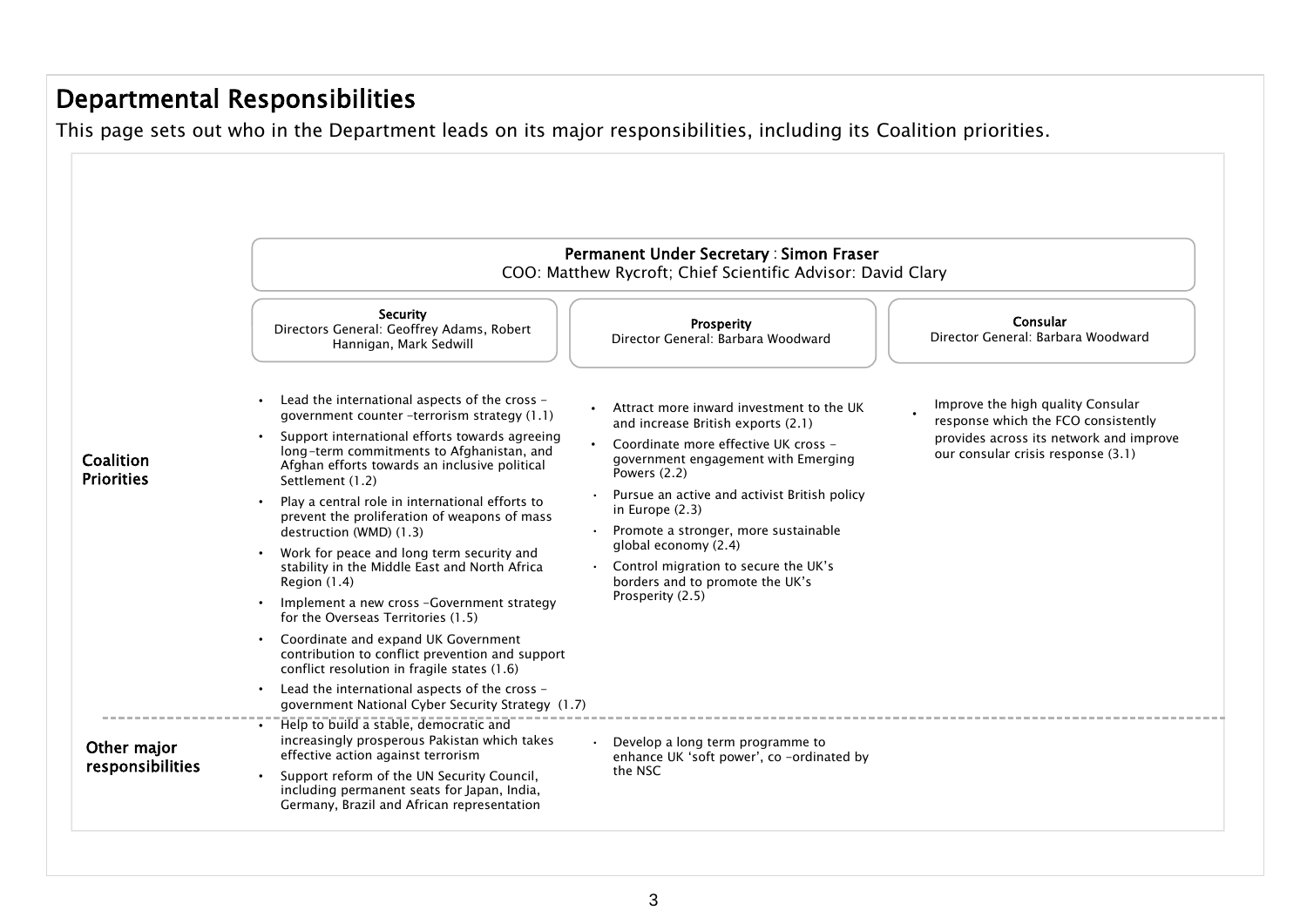# Departmental Responsibilities

This page sets out who in the Department leads on its major responsibilities, including its Coalition priorities.

**Permanent Under Secretary : Simon Fraser**
COO: Matthew Rycroft; Chief Scientific Advisor: David Clary

| | **Security**<br>Directors General: Geoffrey Adams, Robert Hannigan, Mark Sedwill | **Prosperity**<br>Director General: Barbara Woodward | **Consular**<br>Director General: Barbara Woodward |
|---|---|---|---|
| **Coalition Priorities** | • Lead the international aspects of the cross -government counter -terrorism strategy (1.1)<br>• Support international efforts towards agreeing long-term commitments to Afghanistan, and Afghan efforts towards an inclusive political Settlement (1.2)<br>• Play a central role in international efforts to prevent the proliferation of weapons of mass destruction (WMD) (1.3)<br>• Work for peace and long term security and stability in the Middle East and North Africa Region (1.4)<br>• Implement a new cross -Government strategy for the Overseas Territories (1.5)<br>• Coordinate and expand UK Government contribution to conflict prevention and support conflict resolution in fragile states (1.6)<br>• Lead the international aspects of the cross -government National Cyber Security Strategy (1.7) | • Attract more inward investment to the UK and increase British exports (2.1)<br>• Coordinate more effective UK cross -government engagement with Emerging Powers (2.2)<br>• Pursue an active and activist British policy in Europe (2.3)<br>• Promote a stronger, more sustainable global economy (2.4)<br>• Control migration to secure the UK's borders and to promote the UK's Prosperity (2.5) | • Improve the high quality Consular response which the FCO consistently provides across its network and improve our consular crisis response (3.1) |
| **Other major responsibilities** | • Help to build a stable, democratic and increasingly prosperous Pakistan which takes effective action against terrorism<br>• Support reform of the UN Security Council, including permanent seats for Japan, India, Germany, Brazil and African representation | • Develop a long term programme to enhance UK 'soft power', co -ordinated by the NSC | |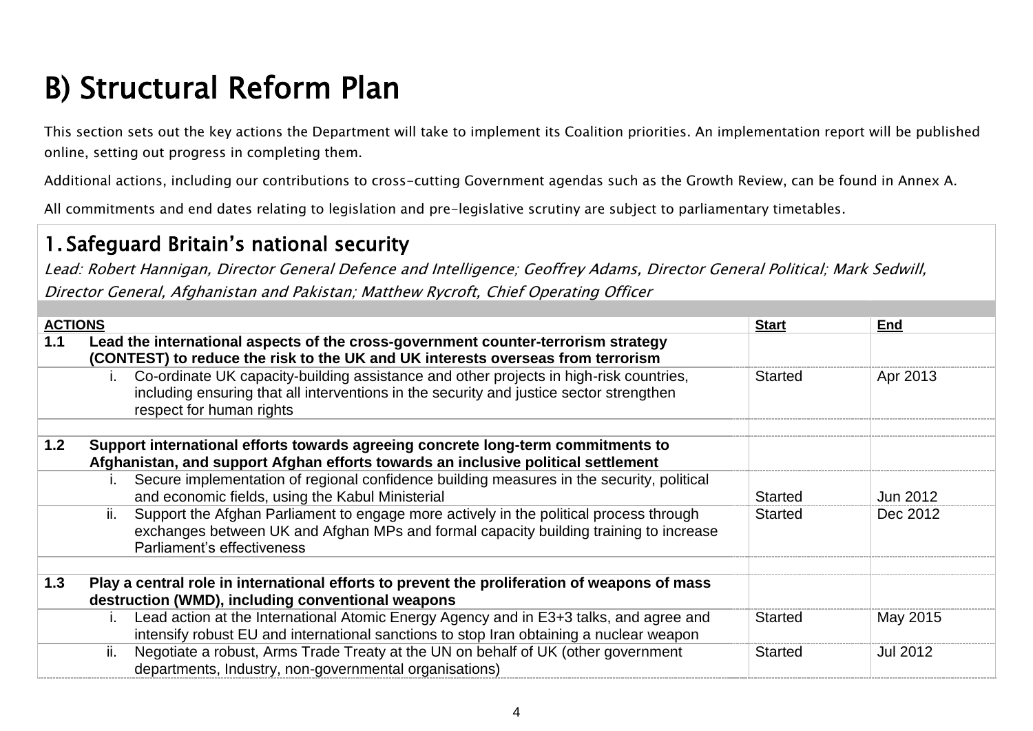# B) Structural Reform Plan

This section sets out the key actions the Department will take to implement its Coalition priorities. An implementation report will be published online, setting out progress in completing them.

Additional actions, including our contributions to cross-cutting Government agendas such as the Growth Review, can be found in Annex A.

All commitments and end dates relating to legislation and pre-legislative scrutiny are subject to parliamentary timetables.

## 1. Safeguard Britain's national security

*Lead: Robert Hannigan, Director General Defence and Intelligence; Geoffrey Adams, Director General Political; Mark Sedwill, Director General, Afghanistan and Pakistan; Matthew Rycroft, Chief Operating Officer*

| ACTIONS | Start | End |
|---|---|---|
| **1.1 Lead the international aspects of the cross-government counter-terrorism strategy (CONTEST) to reduce the risk to the UK and UK interests overseas from terrorism** | | |
| i. Co-ordinate UK capacity-building assistance and other projects in high-risk countries, including ensuring that all interventions in the security and justice sector strengthen respect for human rights | Started | Apr 2013 |
| **1.2 Support international efforts towards agreeing concrete long-term commitments to Afghanistan, and support Afghan efforts towards an inclusive political settlement** | | |
| i. Secure implementation of regional confidence building measures in the security, political and economic fields, using the Kabul Ministerial | Started | Jun 2012 |
| ii. Support the Afghan Parliament to engage more actively in the political process through exchanges between UK and Afghan MPs and formal capacity building training to increase Parliament's effectiveness | Started | Dec 2012 |
| **1.3 Play a central role in international efforts to prevent the proliferation of weapons of mass destruction (WMD), including conventional weapons** | | |
| i. Lead action at the International Atomic Energy Agency and in E3+3 talks, and agree and intensify robust EU and international sanctions to stop Iran obtaining a nuclear weapon | Started | May 2015 |
| ii. Negotiate a robust, Arms Trade Treaty at the UN on behalf of UK (other government departments, Industry, non-governmental organisations) | Started | Jul 2012 |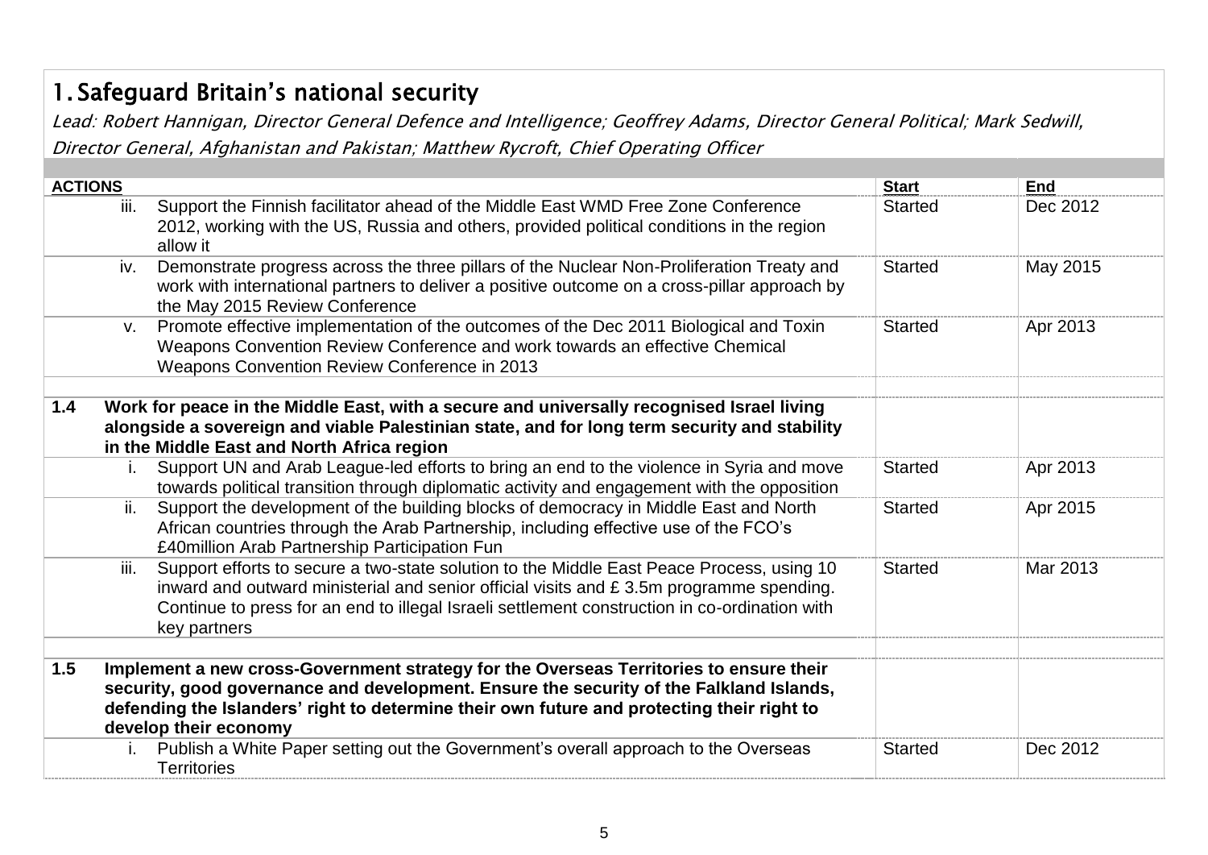# 1. Safeguard Britain's national security

*Lead: Robert Hannigan, Director General Defence and Intelligence; Geoffrey Adams, Director General Political; Mark Sedwill, Director General, Afghanistan and Pakistan; Matthew Rycroft, Chief Operating Officer*

| **ACTIONS** | | **Start** | **End** |
|---|---|---|---|
| | iii. Support the Finnish facilitator ahead of the Middle East WMD Free Zone Conference 2012, working with the US, Russia and others, provided political conditions in the region allow it | Started | Dec 2012 |
| | iv. Demonstrate progress across the three pillars of the Nuclear Non-Proliferation Treaty and work with international partners to deliver a positive outcome on a cross-pillar approach by the May 2015 Review Conference | Started | May 2015 |
| | v. Promote effective implementation of the outcomes of the Dec 2011 Biological and Toxin Weapons Convention Review Conference and work towards an effective Chemical Weapons Convention Review Conference in 2013 | Started | Apr 2013 |
| | | | |
| **1.4** | **Work for peace in the Middle East, with a secure and universally recognised Israel living alongside a sovereign and viable Palestinian state, and for long term security and stability in the Middle East and North Africa region** | | |
| | i. Support UN and Arab League-led efforts to bring an end to the violence in Syria and move towards political transition through diplomatic activity and engagement with the opposition | Started | Apr 2013 |
| | ii. Support the development of the building blocks of democracy in Middle East and North African countries through the Arab Partnership, including effective use of the FCO's £40million Arab Partnership Participation Fun | Started | Apr 2015 |
| | iii. Support efforts to secure a two-state solution to the Middle East Peace Process, using 10 inward and outward ministerial and senior official visits and £ 3.5m programme spending. Continue to press for an end to illegal Israeli settlement construction in co-ordination with key partners | Started | Mar 2013 |
| | | | |
| **1.5** | **Implement a new cross-Government strategy for the Overseas Territories to ensure their security, good governance and development. Ensure the security of the Falkland Islands, defending the Islanders' right to determine their own future and protecting their right to develop their economy** | | |
| | i. Publish a White Paper setting out the Government's overall approach to the Overseas Territories | Started | Dec 2012 |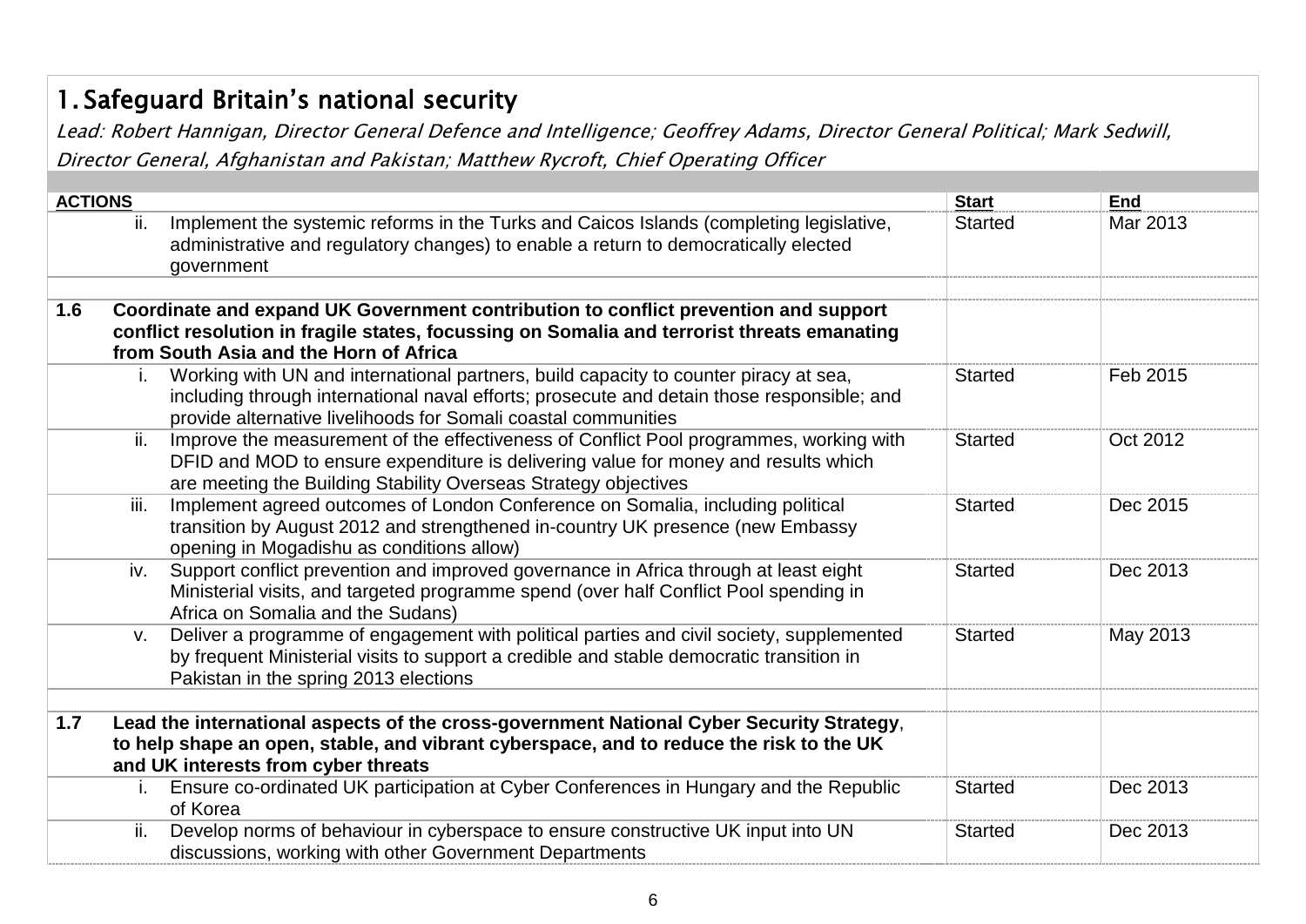# 1. Safeguard Britain's national security

*Lead: Robert Hannigan, Director General Defence and Intelligence; Geoffrey Adams, Director General Political; Mark Sedwill, Director General, Afghanistan and Pakistan; Matthew Rycroft, Chief Operating Officer*

| ACTIONS | | Start | End |
|---|---|---|---|
| ii. | Implement the systemic reforms in the Turks and Caicos Islands (completing legislative, administrative and regulatory changes) to enable a return to democratically elected government | Started | Mar 2013 |
| | | | |
| **1.6** | **Coordinate and expand UK Government contribution to conflict prevention and support conflict resolution in fragile states, focussing on Somalia and terrorist threats emanating from South Asia and the Horn of Africa** | | |
| i. | Working with UN and international partners, build capacity to counter piracy at sea, including through international naval efforts; prosecute and detain those responsible; and provide alternative livelihoods for Somali coastal communities | Started | Feb 2015 |
| ii. | Improve the measurement of the effectiveness of Conflict Pool programmes, working with DFID and MOD to ensure expenditure is delivering value for money and results which are meeting the Building Stability Overseas Strategy objectives | Started | Oct 2012 |
| iii. | Implement agreed outcomes of London Conference on Somalia, including political transition by August 2012 and strengthened in-country UK presence (new Embassy opening in Mogadishu as conditions allow) | Started | Dec 2015 |
| iv. | Support conflict prevention and improved governance in Africa through at least eight Ministerial visits, and targeted programme spend (over half Conflict Pool spending in Africa on Somalia and the Sudans) | Started | Dec 2013 |
| v. | Deliver a programme of engagement with political parties and civil society, supplemented by frequent Ministerial visits to support a credible and stable democratic transition in Pakistan in the spring 2013 elections | Started | May 2013 |
| | | | |
| **1.7** | **Lead the international aspects of the cross-government National Cyber Security Strategy, to help shape an open, stable, and vibrant cyberspace, and to reduce the risk to the UK and UK interests from cyber threats** | | |
| i. | Ensure co-ordinated UK participation at Cyber Conferences in Hungary and the Republic of Korea | Started | Dec 2013 |
| ii. | Develop norms of behaviour in cyberspace to ensure constructive UK input into UN discussions, working with other Government Departments | Started | Dec 2013 |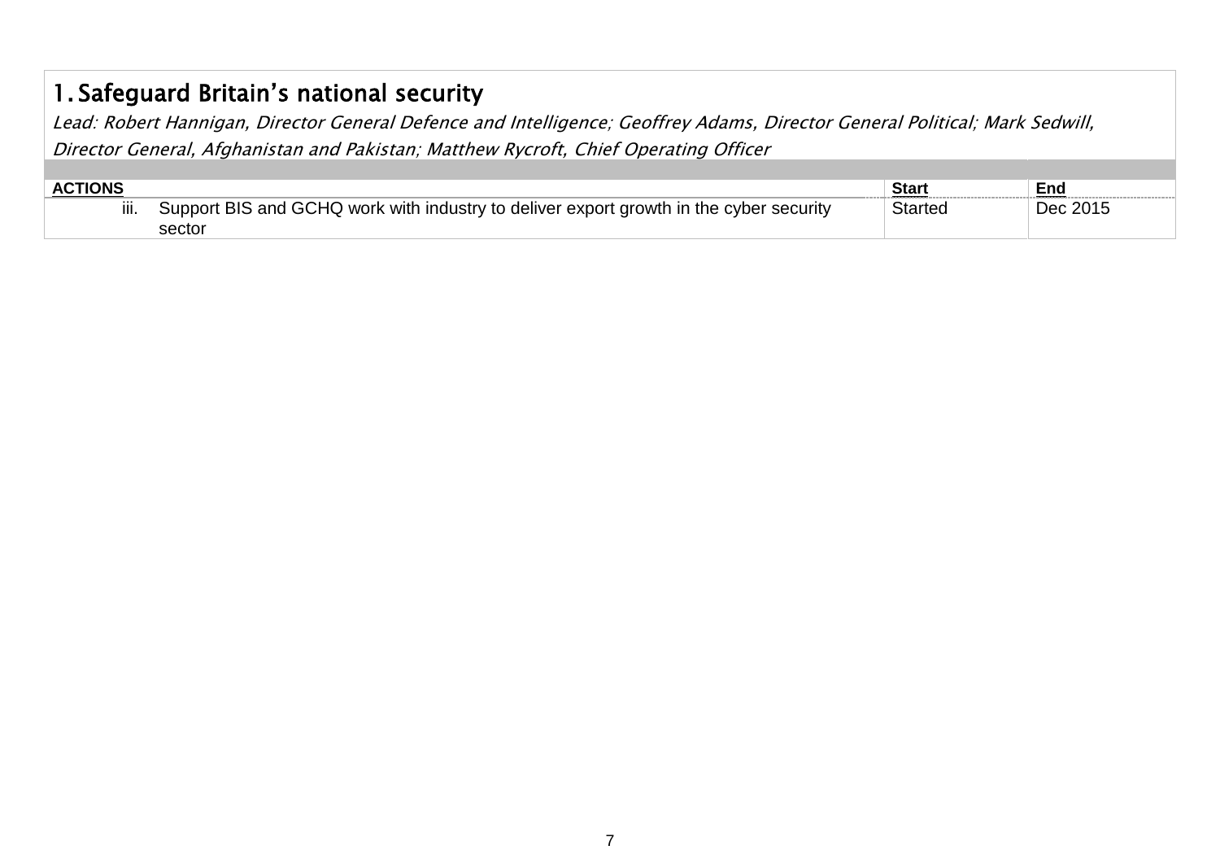## 1. Safeguard Britain's national security

*Lead: Robert Hannigan, Director General Defence and Intelligence; Geoffrey Adams, Director General Political; Mark Sedwill, Director General, Afghanistan and Pakistan; Matthew Rycroft, Chief Operating Officer*

| ACTIONS | Start | End |
|---|---|---|
| iii. Support BIS and GCHQ work with industry to deliver export growth in the cyber security sector | Started | Dec 2015 |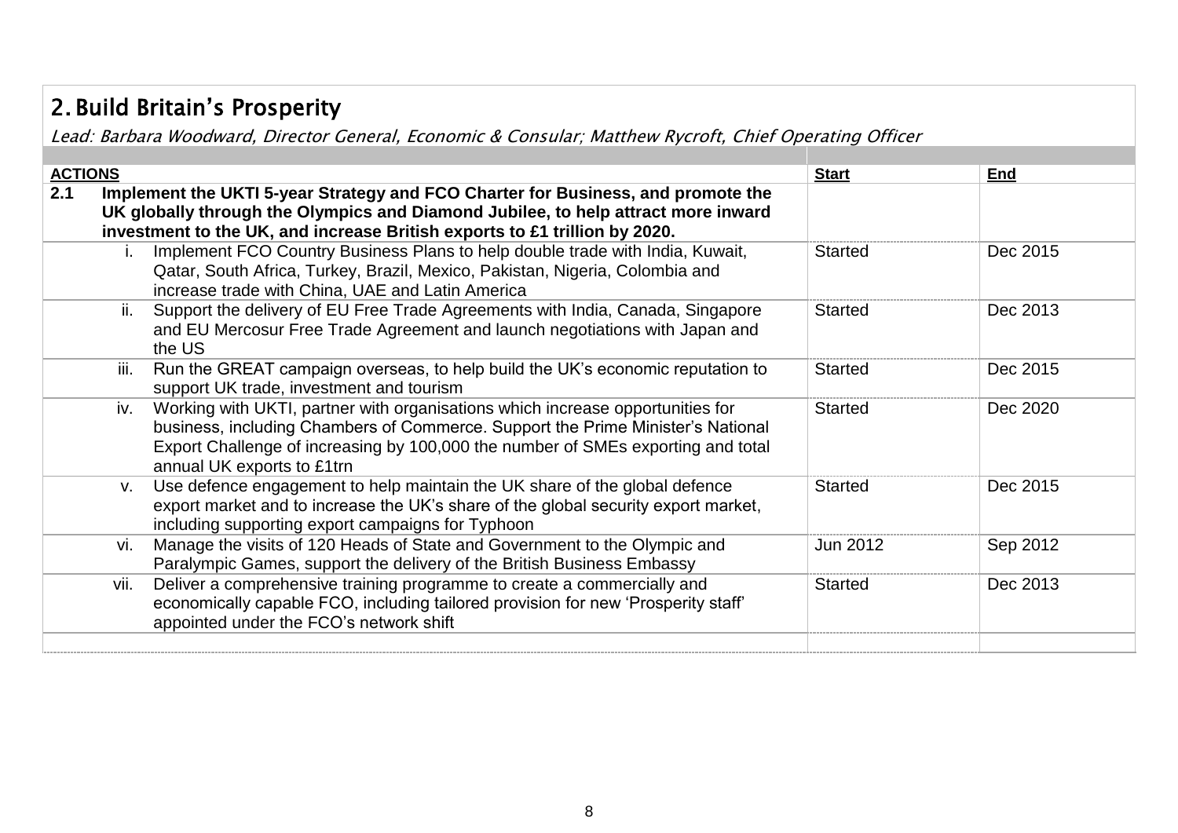## 2. Build Britain's Prosperity

*Lead: Barbara Woodward, Director General, Economic & Consular; Matthew Rycroft, Chief Operating Officer*

| ACTIONS | Start | End |
|---|---|---|
| **2.1 Implement the UKTI 5-year Strategy and FCO Charter for Business, and promote the UK globally through the Olympics and Diamond Jubilee, to help attract more inward investment to the UK, and increase British exports to £1 trillion by 2020.** | | |
| i. Implement FCO Country Business Plans to help double trade with India, Kuwait, Qatar, South Africa, Turkey, Brazil, Mexico, Pakistan, Nigeria, Colombia and increase trade with China, UAE and Latin America | Started | Dec 2015 |
| ii. Support the delivery of EU Free Trade Agreements with India, Canada, Singapore and EU Mercosur Free Trade Agreement and launch negotiations with Japan and the US | Started | Dec 2013 |
| iii. Run the GREAT campaign overseas, to help build the UK's economic reputation to support UK trade, investment and tourism | Started | Dec 2015 |
| iv. Working with UKTI, partner with organisations which increase opportunities for business, including Chambers of Commerce. Support the Prime Minister's National Export Challenge of increasing by 100,000 the number of SMEs exporting and total annual UK exports to £1trn | Started | Dec 2020 |
| v. Use defence engagement to help maintain the UK share of the global defence export market and to increase the UK's share of the global security export market, including supporting export campaigns for Typhoon | Started | Dec 2015 |
| vi. Manage the visits of 120 Heads of State and Government to the Olympic and Paralympic Games, support the delivery of the British Business Embassy | Jun 2012 | Sep 2012 |
| vii. Deliver a comprehensive training programme to create a commercially and economically capable FCO, including tailored provision for new 'Prosperity staff' appointed under the FCO's network shift | Started | Dec 2013 |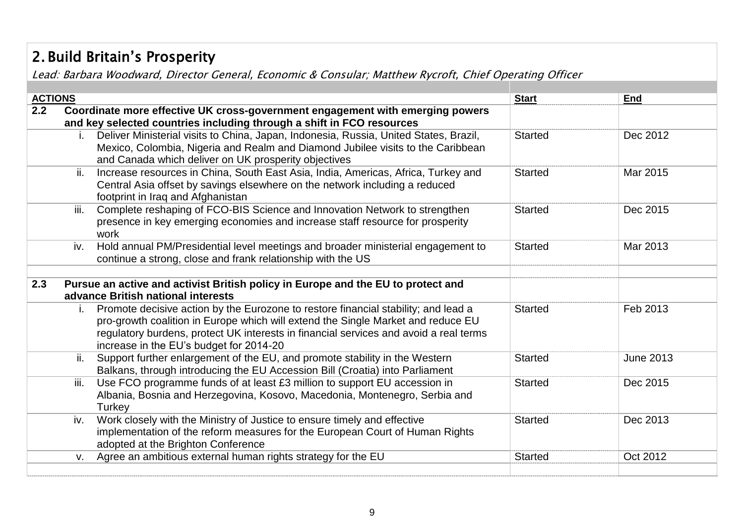## 2. Build Britain's Prosperity

*Lead: Barbara Woodward, Director General, Economic & Consular; Matthew Rycroft, Chief Operating Officer*

| ACTIONS | | Start | End |
|---|---|---|---|
| **2.2** | **Coordinate more effective UK cross-government engagement with emerging powers and key selected countries including through a shift in FCO resources** | | |
| i. | Deliver Ministerial visits to China, Japan, Indonesia, Russia, United States, Brazil, Mexico, Colombia, Nigeria and Realm and Diamond Jubilee visits to the Caribbean and Canada which deliver on UK prosperity objectives | Started | Dec 2012 |
| ii. | Increase resources in China, South East Asia, India, Americas, Africa, Turkey and Central Asia offset by savings elsewhere on the network including a reduced footprint in Iraq and Afghanistan | Started | Mar 2015 |
| iii. | Complete reshaping of FCO-BIS Science and Innovation Network to strengthen presence in key emerging economies and increase staff resource for prosperity work | Started | Dec 2015 |
| iv. | Hold annual PM/Presidential level meetings and broader ministerial engagement to continue a strong, close and frank relationship with the US | Started | Mar 2013 |
| | | | |
| **2.3** | **Pursue an active and activist British policy in Europe and the EU to protect and advance British national interests** | | |
| i. | Promote decisive action by the Eurozone to restore financial stability; and lead a pro-growth coalition in Europe which will extend the Single Market and reduce EU regulatory burdens, protect UK interests in financial services and avoid a real terms increase in the EU's budget for 2014-20 | Started | Feb 2013 |
| ii. | Support further enlargement of the EU, and promote stability in the Western Balkans, through introducing the EU Accession Bill (Croatia) into Parliament | Started | June 2013 |
| iii. | Use FCO programme funds of at least £3 million to support EU accession in Albania, Bosnia and Herzegovina, Kosovo, Macedonia, Montenegro, Serbia and Turkey | Started | Dec 2015 |
| iv. | Work closely with the Ministry of Justice to ensure timely and effective implementation of the reform measures for the European Court of Human Rights adopted at the Brighton Conference | Started | Dec 2013 |
| v. | Agree an ambitious external human rights strategy for the EU | Started | Oct 2012 |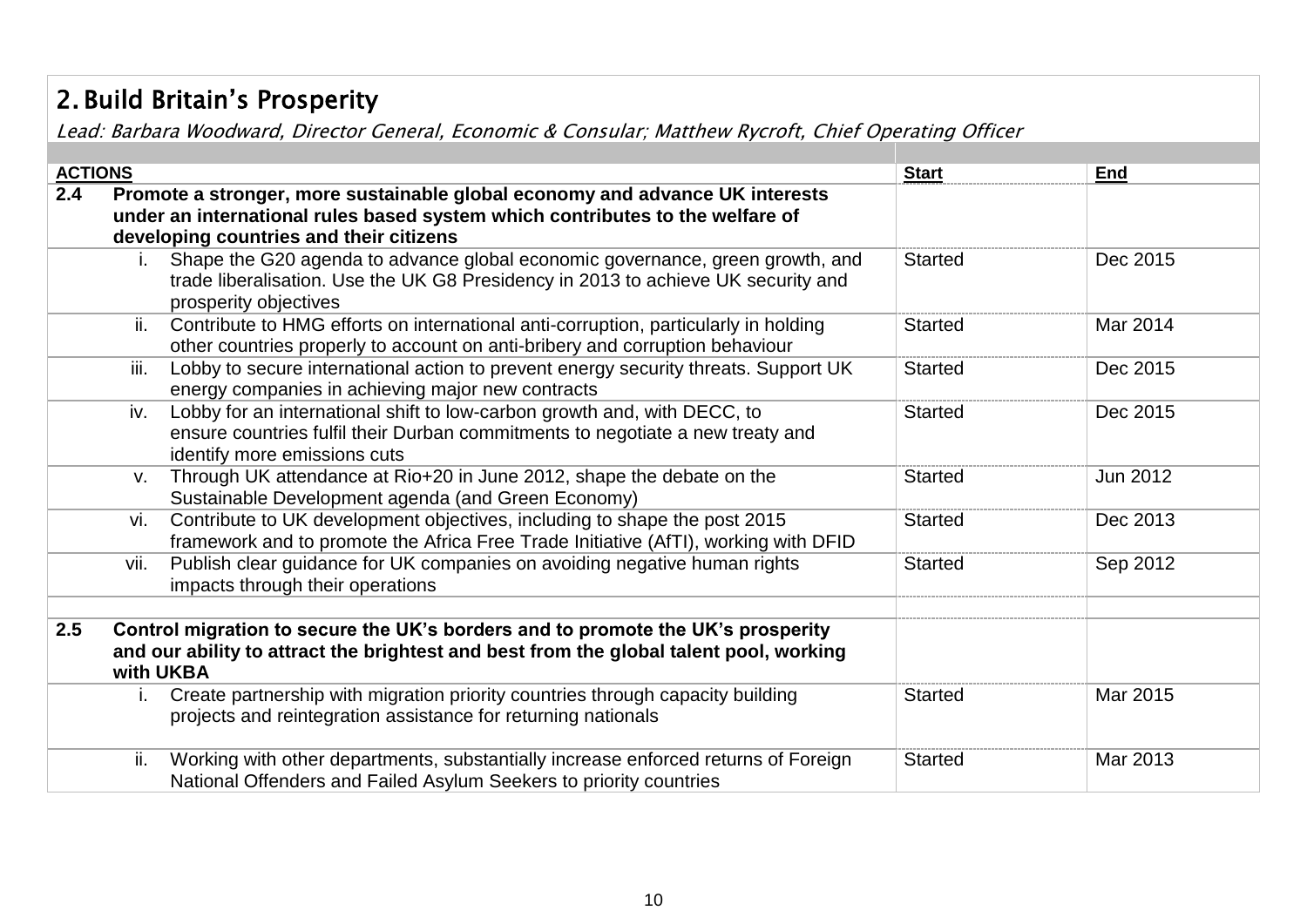## 2. Build Britain's Prosperity

*Lead: Barbara Woodward, Director General, Economic & Consular; Matthew Rycroft, Chief Operating Officer*

| ACTIONS | Start | End |
|---|---|---|
| **2.4 Promote a stronger, more sustainable global economy and advance UK interests under an international rules based system which contributes to the welfare of developing countries and their citizens** | | |
| i. Shape the G20 agenda to advance global economic governance, green growth, and trade liberalisation. Use the UK G8 Presidency in 2013 to achieve UK security and prosperity objectives | Started | Dec 2015 |
| ii. Contribute to HMG efforts on international anti-corruption, particularly in holding other countries properly to account on anti-bribery and corruption behaviour | Started | Mar 2014 |
| iii. Lobby to secure international action to prevent energy security threats. Support UK energy companies in achieving major new contracts | Started | Dec 2015 |
| iv. Lobby for an international shift to low-carbon growth and, with DECC, to ensure countries fulfil their Durban commitments to negotiate a new treaty and identify more emissions cuts | Started | Dec 2015 |
| v. Through UK attendance at Rio+20 in June 2012, shape the debate on the Sustainable Development agenda (and Green Economy) | Started | Jun 2012 |
| vi. Contribute to UK development objectives, including to shape the post 2015 framework and to promote the Africa Free Trade Initiative (AfTI), working with DFID | Started | Dec 2013 |
| vii. Publish clear guidance for UK companies on avoiding negative human rights impacts through their operations | Started | Sep 2012 |
| | | |
| **2.5 Control migration to secure the UK's borders and to promote the UK's prosperity and our ability to attract the brightest and best from the global talent pool, working with UKBA** | | |
| i. Create partnership with migration priority countries through capacity building projects and reintegration assistance for returning nationals | Started | Mar 2015 |
| ii. Working with other departments, substantially increase enforced returns of Foreign National Offenders and Failed Asylum Seekers to priority countries | Started | Mar 2013 |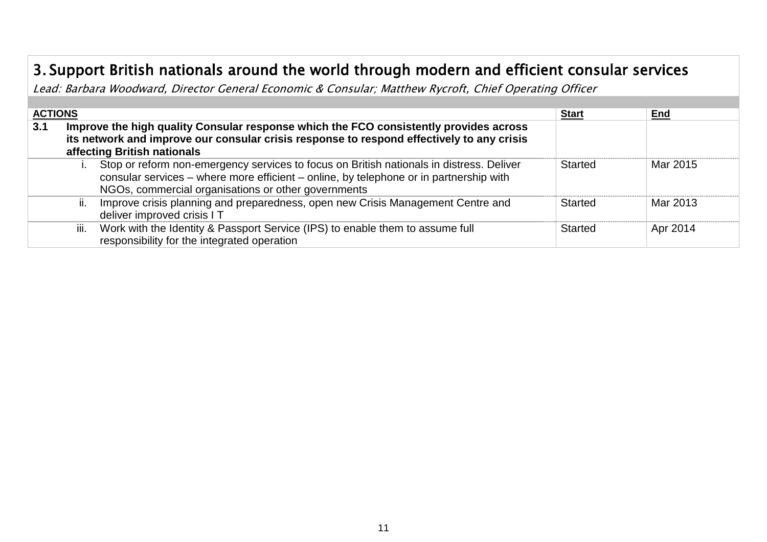# 3. Support British nationals around the world through modern and efficient consular services

*Lead: Barbara Woodward, Director General Economic & Consular; Matthew Rycroft, Chief Operating Officer*

| ACTIONS | Start | End |
|---|---|---|
| **3.1 Improve the high quality Consular response which the FCO consistently provides across its network and improve our consular crisis response to respond effectively to any crisis affecting British nationals** | | |
| i. Stop or reform non-emergency services to focus on British nationals in distress. Deliver consular services – where more efficient – online, by telephone or in partnership with NGOs, commercial organisations or other governments | Started | Mar 2015 |
| ii. Improve crisis planning and preparedness, open new Crisis Management Centre and deliver improved crisis I T | Started | Mar 2013 |
| iii. Work with the Identity & Passport Service (IPS) to enable them to assume full responsibility for the integrated operation | Started | Apr 2014 |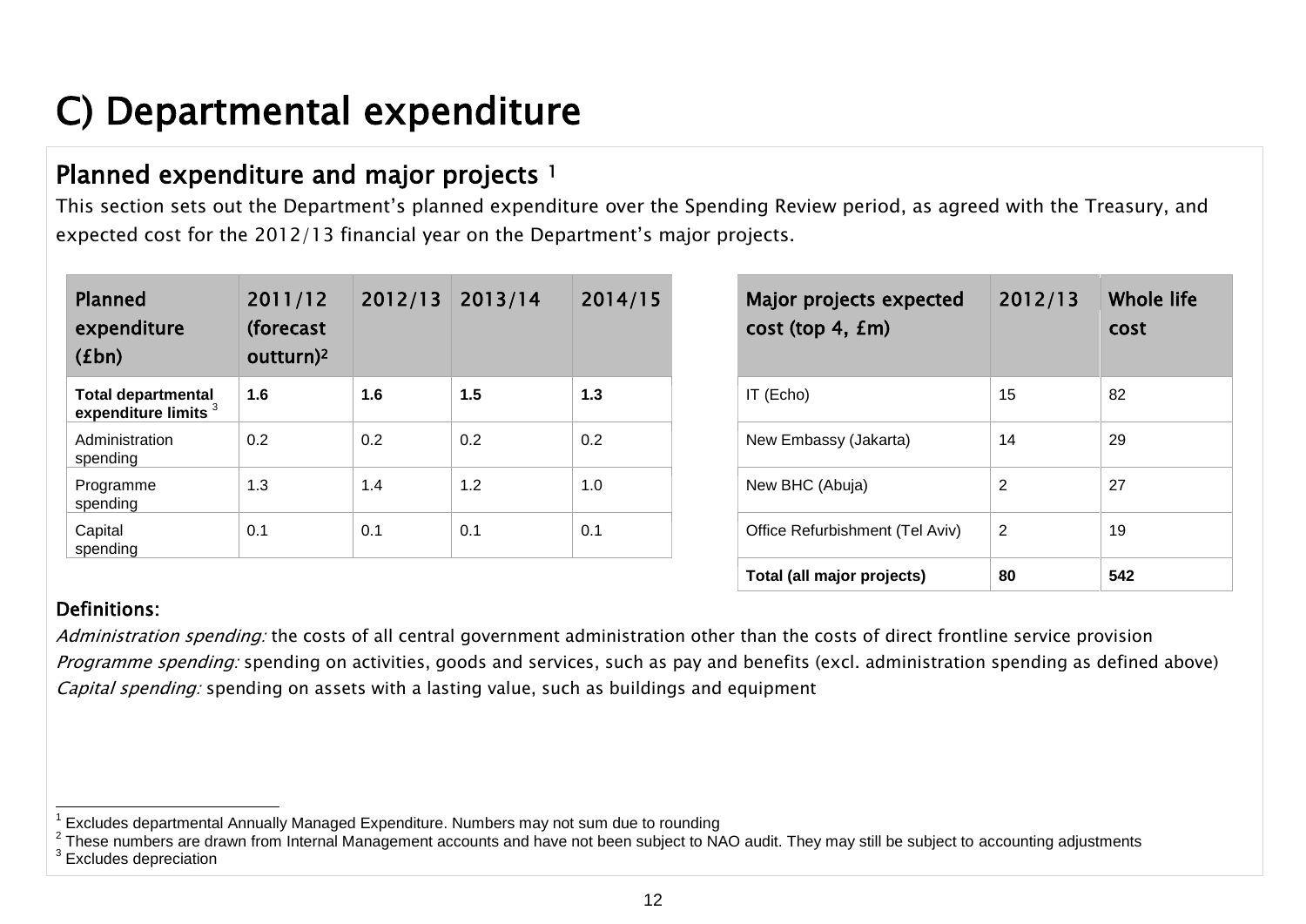# C) Departmental expenditure

## Planned expenditure and major projects [1]

This section sets out the Department's planned expenditure over the Spending Review period, as agreed with the Treasury, and expected cost for the 2012/13 financial year on the Department's major projects.

| Planned expenditure (£bn) | 2011/12 (forecast outturn)[2] | 2012/13 | 2013/14 | 2014/15 |
|---|---|---|---|---|
| **Total departmental expenditure limits** [3] | **1.6** | **1.6** | **1.5** | **1.3** |
| Administration spending | 0.2 | 0.2 | 0.2 | 0.2 |
| Programme spending | 1.3 | 1.4 | 1.2 | 1.0 |
| Capital spending | 0.1 | 0.1 | 0.1 | 0.1 |

| Major projects expected cost (top 4, £m) | 2012/13 | Whole life cost |
|---|---|---|
| IT (Echo) | 15 | 82 |
| New Embassy (Jakarta) | 14 | 29 |
| New BHC (Abuja) | 2 | 27 |
| Office Refurbishment (Tel Aviv) | 2 | 19 |
| **Total (all major projects)** | **80** | **542** |

### Definitions:

*Administration spending:* the costs of all central government administration other than the costs of direct frontline service provision
*Programme spending:* spending on activities, goods and services, such as pay and benefits (excl. administration spending as defined above)
*Capital spending:* spending on assets with a lasting value, such as buildings and equipment

---

[1] Excludes departmental Annually Managed Expenditure. Numbers may not sum due to rounding
[2] These numbers are drawn from Internal Management accounts and have not been subject to NAO audit. They may still be subject to accounting adjustments
[3] Excludes depreciation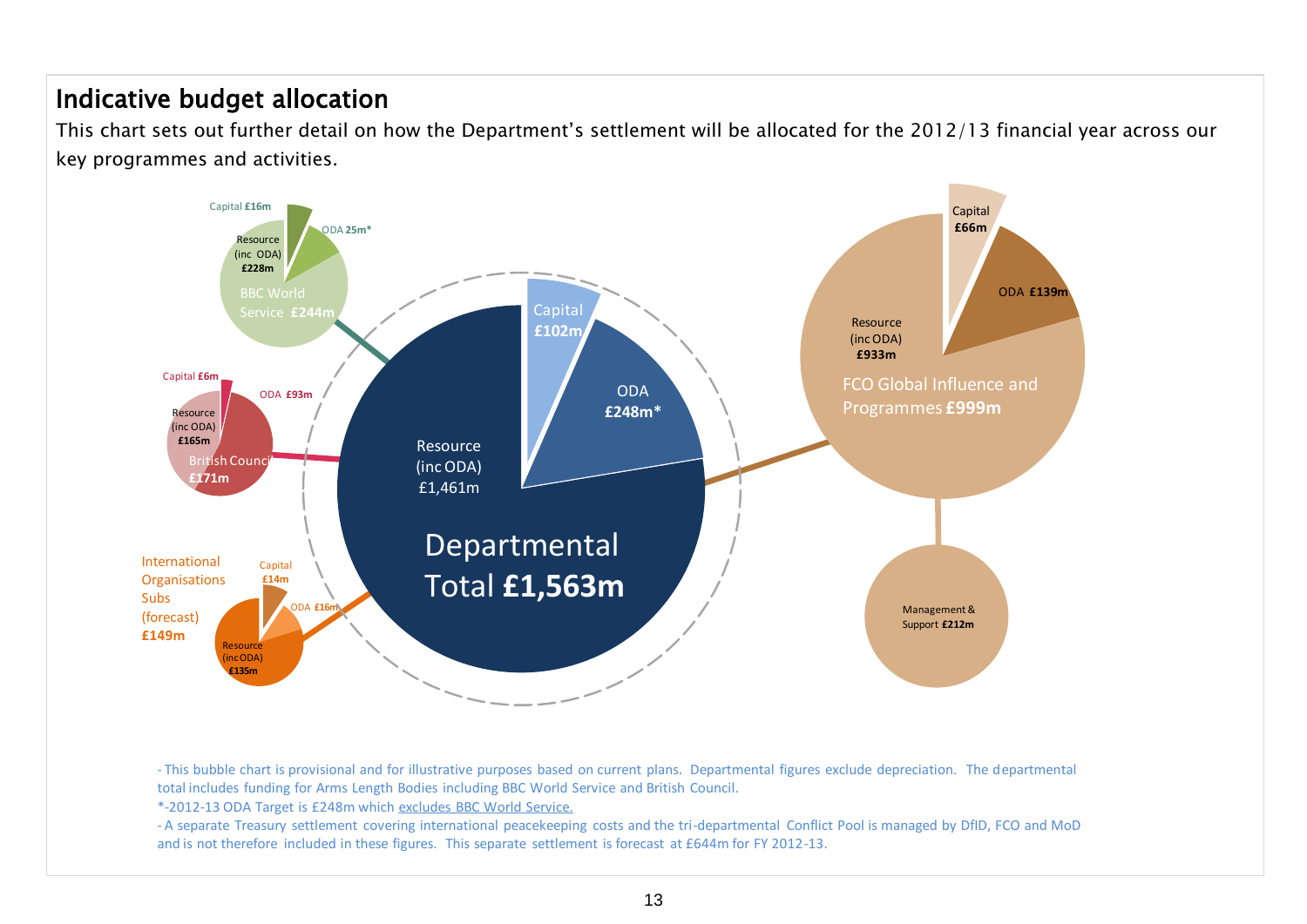## Indicative budget allocation

This chart sets out further detail on how the Department's settlement will be allocated for the 2012/13 financial year across our key programmes and activities.

Departmental Total **£1,563m**

- Resource (inc ODA) £1,461m
- Capital **£102m**
- ODA **£248m***

BBC World Service **£244m**

- Resource (inc ODA) **£228m**
- Capital **£16m**
- ODA **25m***

British Council **£171m**

- Resource (inc ODA) **£165m**
- Capital **£6m**
- ODA **£93m**

International Organisations Subs (forecast) **£149m**

- Resource (inc ODA) **£135m**
- Capital **£14m**
- ODA **£16m**

FCO Global Influence and Programmes **£999m**

- Resource (inc ODA) **£933m**
- Capital **£66m**
- ODA **£139m**

Management & Support **£212m**

- This bubble chart is provisional and for illustrative purposes based on current plans. Departmental figures exclude depreciation. The departmental total includes funding for Arms Length Bodies including BBC World Service and British Council.

*-2012-13 ODA Target is £248m which excludes BBC World Service.

- A separate Treasury settlement covering international peacekeeping costs and the tri-departmental Conflict Pool is managed by DfID, FCO and MoD and is not therefore included in these figures. This separate settlement is forecast at £644m for FY 2012-13.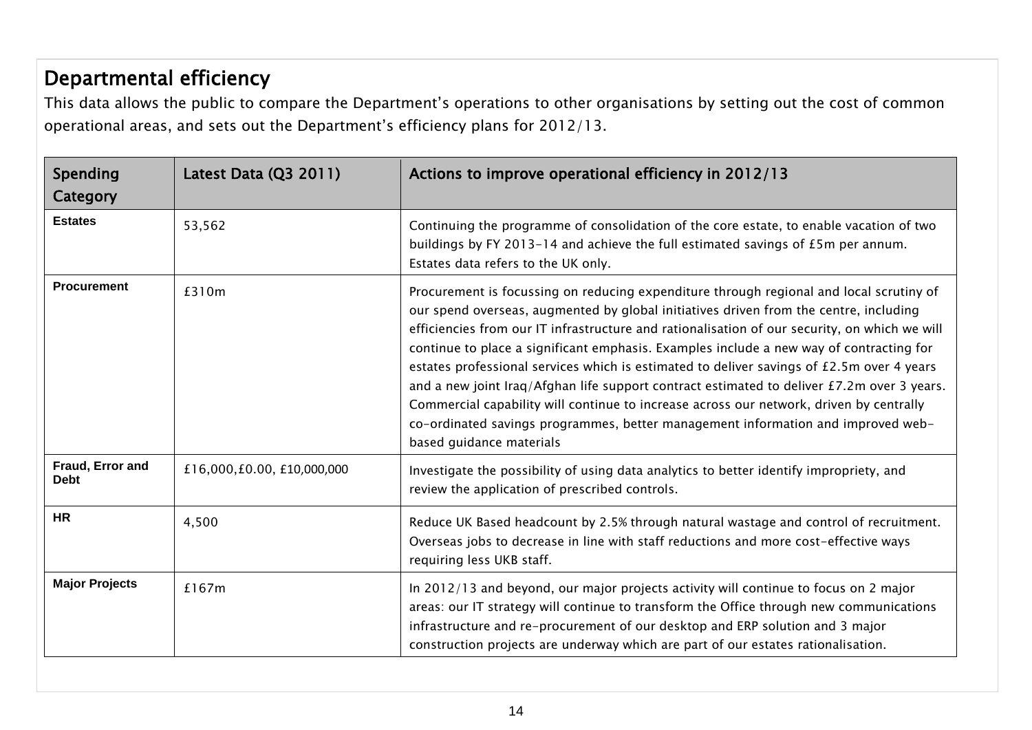## Departmental efficiency

This data allows the public to compare the Department's operations to other organisations by setting out the cost of common operational areas, and sets out the Department's efficiency plans for 2012/13.

| Spending Category | Latest Data (Q3 2011) | Actions to improve operational efficiency in 2012/13 |
|---|---|---|
| **Estates** | 53,562 | Continuing the programme of consolidation of the core estate, to enable vacation of two buildings by FY 2013-14 and achieve the full estimated savings of £5m per annum. Estates data refers to the UK only. |
| **Procurement** | £310m | Procurement is focussing on reducing expenditure through regional and local scrutiny of our spend overseas, augmented by global initiatives driven from the centre, including efficiencies from our IT infrastructure and rationalisation of our security, on which we will continue to place a significant emphasis. Examples include a new way of contracting for estates professional services which is estimated to deliver savings of £2.5m over 4 years and a new joint Iraq/Afghan life support contract estimated to deliver £7.2m over 3 years. Commercial capability will continue to increase across our network, driven by centrally co-ordinated savings programmes, better management information and improved web-based guidance materials |
| **Fraud, Error and Debt** | £16,000,£0.00, £10,000,000 | Investigate the possibility of using data analytics to better identify impropriety, and review the application of prescribed controls. |
| **HR** | 4,500 | Reduce UK Based headcount by 2.5% through natural wastage and control of recruitment. Overseas jobs to decrease in line with staff reductions and more cost-effective ways requiring less UKB staff. |
| **Major Projects** | £167m | In 2012/13 and beyond, our major projects activity will continue to focus on 2 major areas: our IT strategy will continue to transform the Office through new communications infrastructure and re-procurement of our desktop and ERP solution and 3 major construction projects are underway which are part of our estates rationalisation. |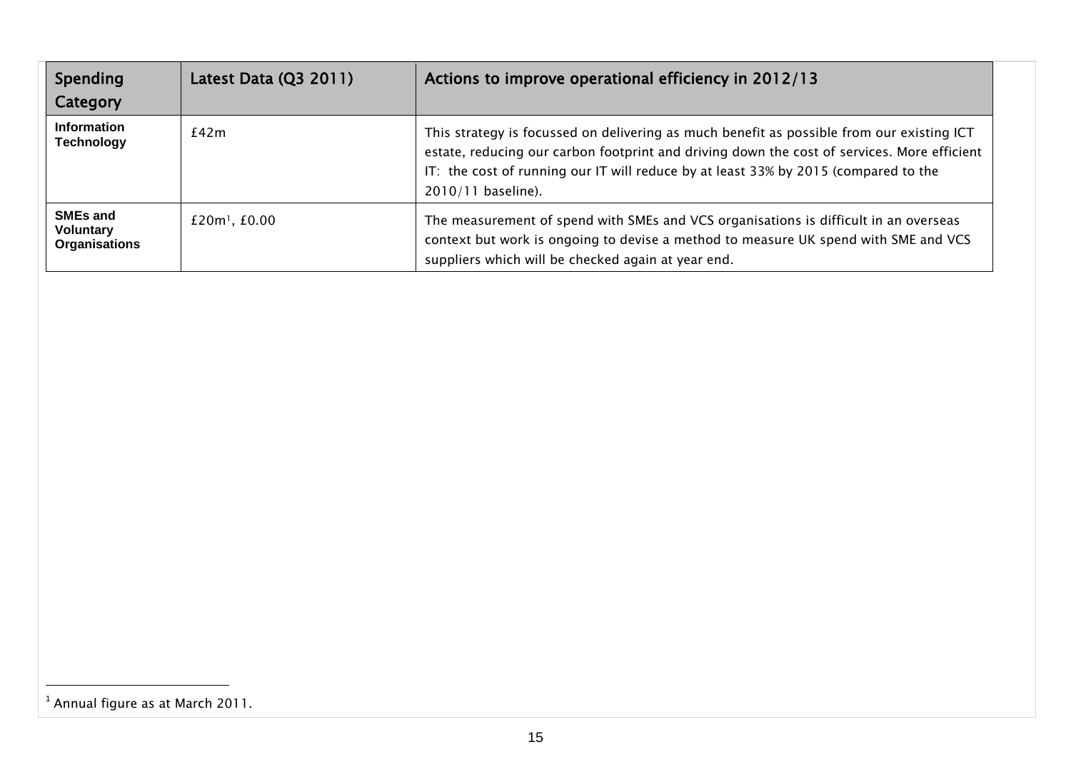| Spending Category | Latest Data (Q3 2011) | Actions to improve operational efficiency in 2012/13 |
|---|---|---|
| **Information Technology** | £42m | This strategy is focussed on delivering as much benefit as possible from our existing ICT estate, reducing our carbon footprint and driving down the cost of services. More efficient IT: the cost of running our IT will reduce by at least 33% by 2015 (compared to the 2010/11 baseline). |
| **SMEs and Voluntary Organisations** | £20m[1], £0.00 | The measurement of spend with SMEs and VCS organisations is difficult in an overseas context but work is ongoing to devise a method to measure UK spend with SME and VCS suppliers which will be checked again at year end. |

[1] Annual figure as at March 2011.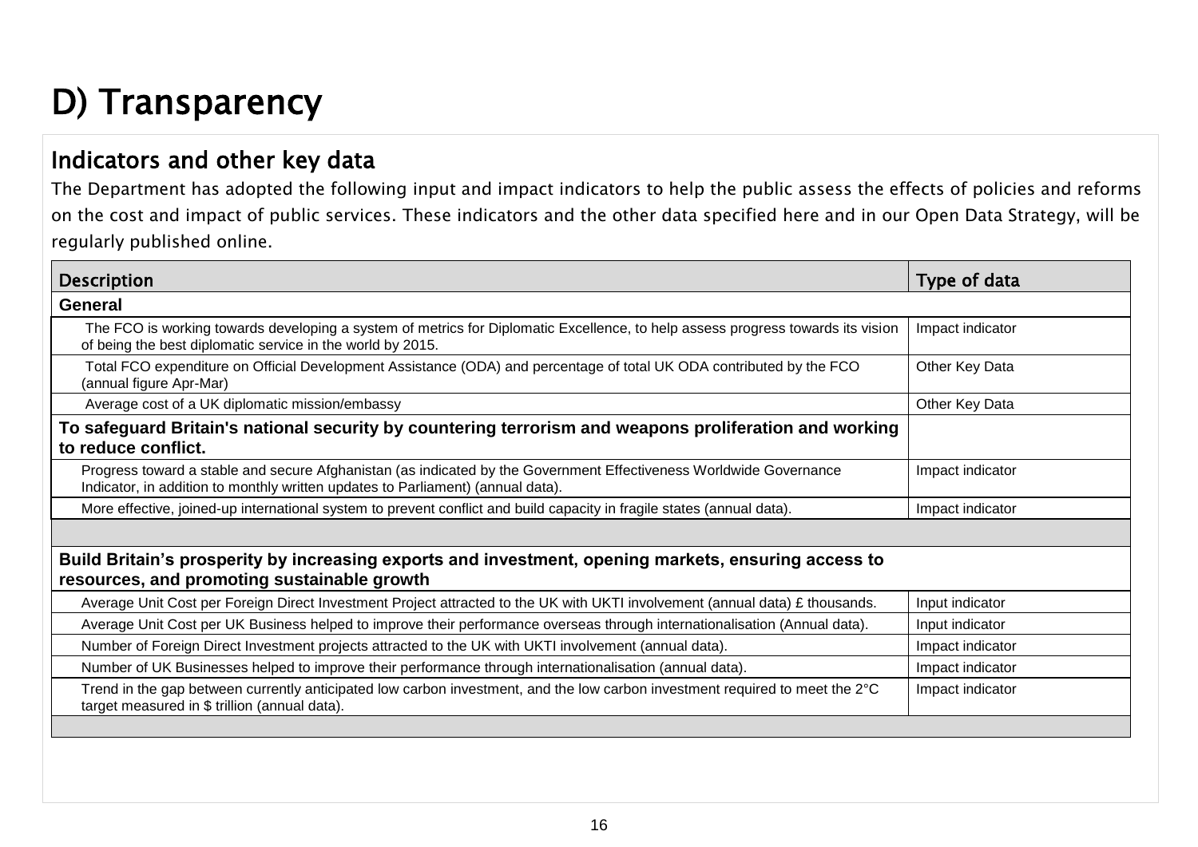# D) Transparency

## Indicators and other key data

The Department has adopted the following input and impact indicators to help the public assess the effects of policies and reforms on the cost and impact of public services. These indicators and the other data specified here and in our Open Data Strategy, will be regularly published online.

| Description | Type of data |
|---|---|
| **General** | |
| The FCO is working towards developing a system of metrics for Diplomatic Excellence, to help assess progress towards its vision of being the best diplomatic service in the world by 2015. | Impact indicator |
| Total FCO expenditure on Official Development Assistance (ODA) and percentage of total UK ODA contributed by the FCO (annual figure Apr-Mar) | Other Key Data |
| Average cost of a UK diplomatic mission/embassy | Other Key Data |
| **To safeguard Britain's national security by countering terrorism and weapons proliferation and working to reduce conflict.** | |
| Progress toward a stable and secure Afghanistan (as indicated by the Government Effectiveness Worldwide Governance Indicator, in addition to monthly written updates to Parliament) (annual data). | Impact indicator |
| More effective, joined-up international system to prevent conflict and build capacity in fragile states (annual data). | Impact indicator |
| | |
| **Build Britain's prosperity by increasing exports and investment, opening markets, ensuring access to resources, and promoting sustainable growth** | |
| Average Unit Cost per Foreign Direct Investment Project attracted to the UK with UKTI involvement (annual data) £ thousands. | Input indicator |
| Average Unit Cost per UK Business helped to improve their performance overseas through internationalisation (Annual data). | Input indicator |
| Number of Foreign Direct Investment projects attracted to the UK with UKTI involvement (annual data). | Impact indicator |
| Number of UK Businesses helped to improve their performance through internationalisation (annual data). | Impact indicator |
| Trend in the gap between currently anticipated low carbon investment, and the low carbon investment required to meet the 2°C target measured in $ trillion (annual data). | Impact indicator |
| | |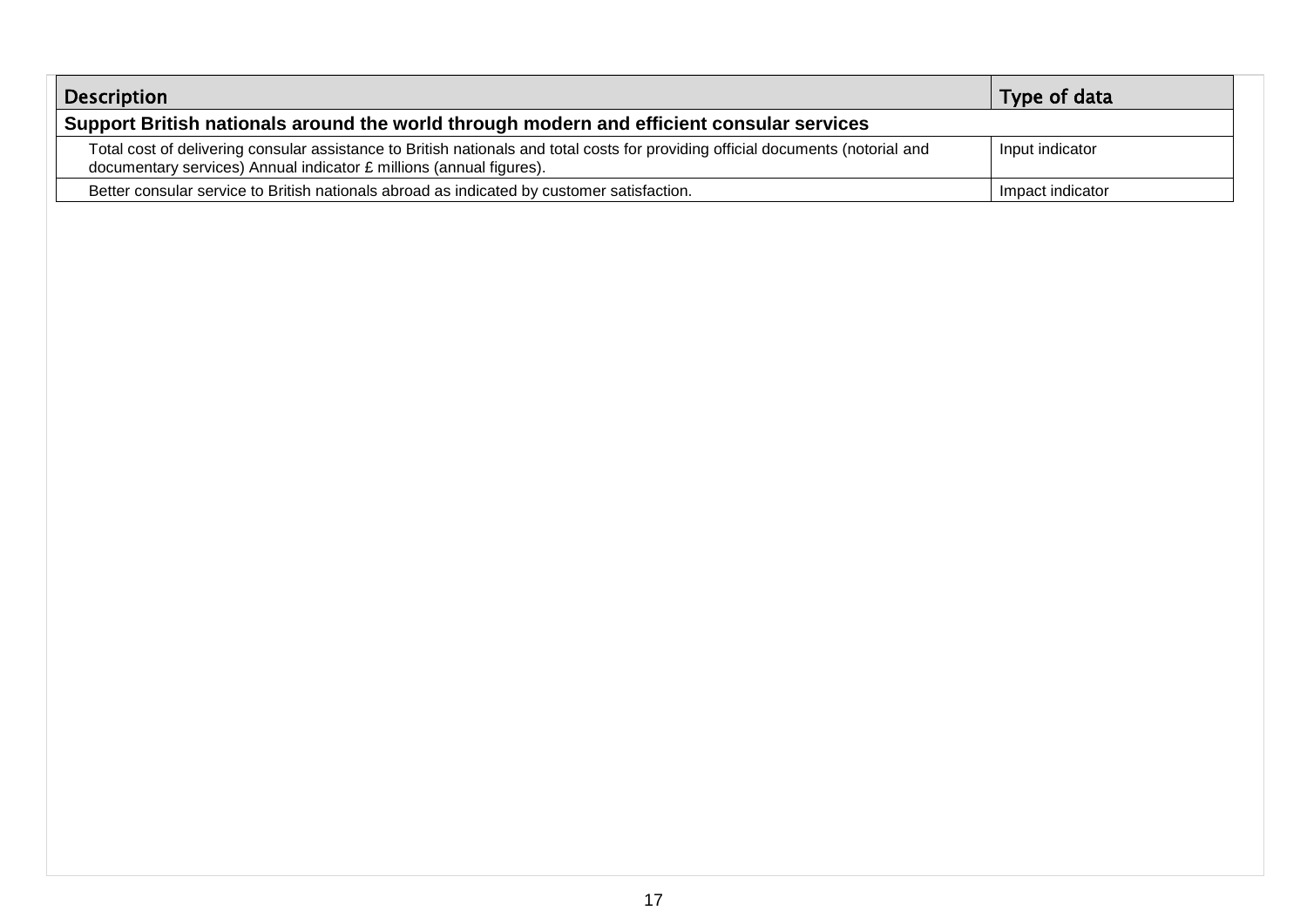| Description | Type of data |
| --- | --- |
| **Support British nationals around the world through modern and efficient consular services** | |
| Total cost of delivering consular assistance to British nationals and total costs for providing official documents (notorial and documentary services) Annual indicator £ millions (annual figures). | Input indicator |
| Better consular service to British nationals abroad as indicated by customer satisfaction. | Impact indicator |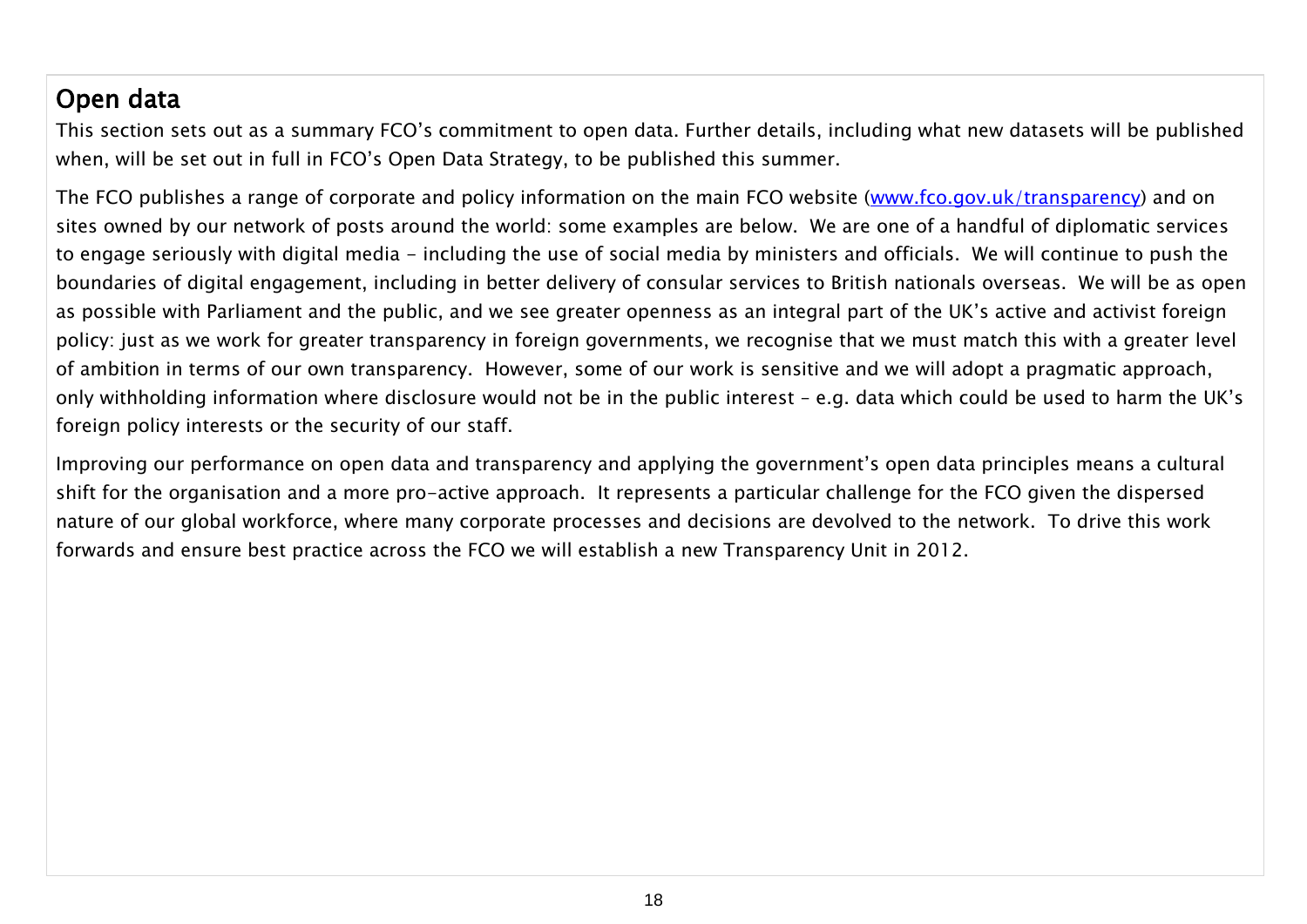## Open data

This section sets out as a summary FCO's commitment to open data. Further details, including what new datasets will be published when, will be set out in full in FCO's Open Data Strategy, to be published this summer.

The FCO publishes a range of corporate and policy information on the main FCO website ([www.fco.gov.uk/transparency](http://www.fco.gov.uk/transparency)) and on sites owned by our network of posts around the world: some examples are below. We are one of a handful of diplomatic services to engage seriously with digital media - including the use of social media by ministers and officials. We will continue to push the boundaries of digital engagement, including in better delivery of consular services to British nationals overseas. We will be as open as possible with Parliament and the public, and we see greater openness as an integral part of the UK's active and activist foreign policy: just as we work for greater transparency in foreign governments, we recognise that we must match this with a greater level of ambition in terms of our own transparency. However, some of our work is sensitive and we will adopt a pragmatic approach, only withholding information where disclosure would not be in the public interest – e.g. data which could be used to harm the UK's foreign policy interests or the security of our staff.

Improving our performance on open data and transparency and applying the government's open data principles means a cultural shift for the organisation and a more pro-active approach. It represents a particular challenge for the FCO given the dispersed nature of our global workforce, where many corporate processes and decisions are devolved to the network. To drive this work forwards and ensure best practice across the FCO we will establish a new Transparency Unit in 2012.